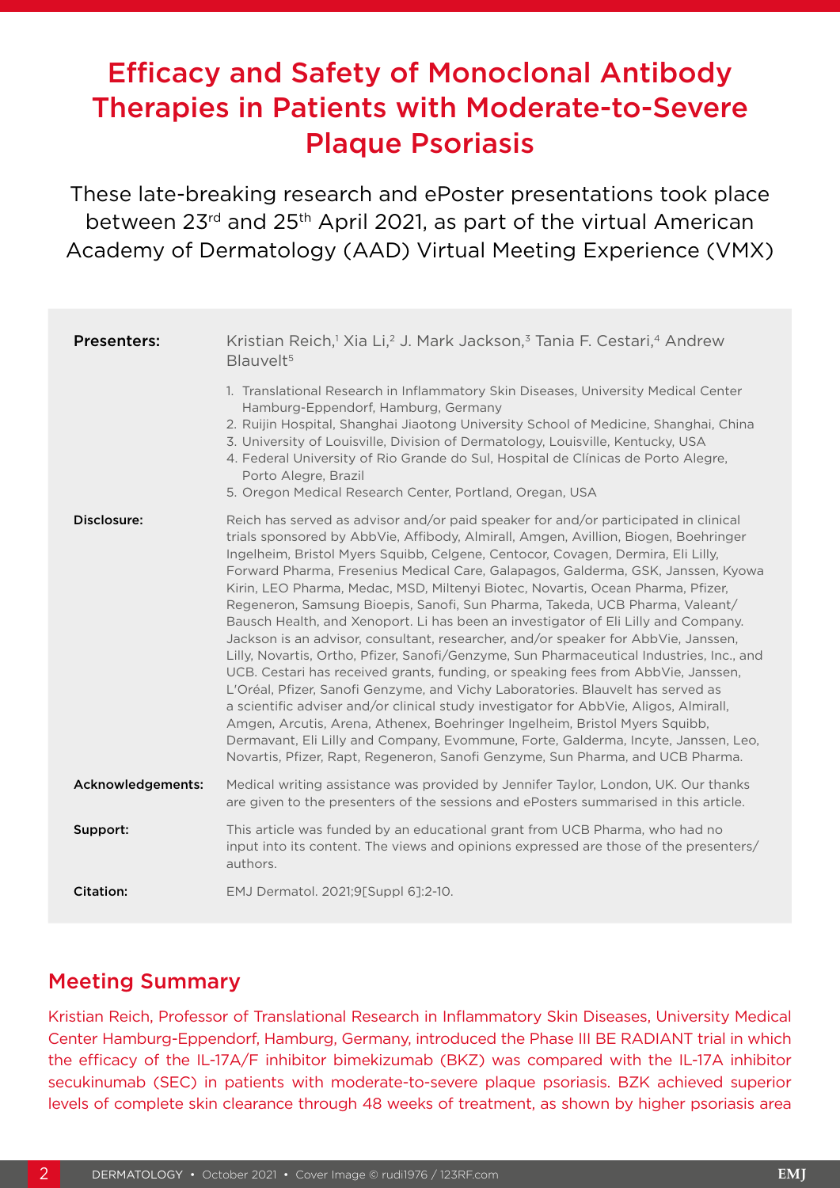# Efficacy and Safety of Monoclonal Antibody Therapies in Patients with Moderate-to-Severe Plaque Psoriasis

These late-breaking research and ePoster presentations took place between 23rd and 25th April 2021, as part of the virtual American Academy of Dermatology (AAD) Virtual Meeting Experience (VMX)

**Presenters:** Kristian Reich,[1] Xia Li,[2] J. Mark Jackson,[3] Tania F. Cestari,[4] Andrew Blauvelt[5]

1. Translational Research in Inflammatory Skin Diseases, University Medical Center Hamburg-Eppendorf, Hamburg, Germany
2. Ruijin Hospital, Shanghai Jiaotong University School of Medicine, Shanghai, China
3. University of Louisville, Division of Dermatology, Louisville, Kentucky, USA
4. Federal University of Rio Grande do Sul, Hospital de Clínicas de Porto Alegre, Porto Alegre, Brazil
5. Oregon Medical Research Center, Portland, Oregan, USA

**Disclosure:** Reich has served as advisor and/or paid speaker for and/or participated in clinical trials sponsored by AbbVie, Affibody, Almirall, Amgen, Avillion, Biogen, Boehringer Ingelheim, Bristol Myers Squibb, Celgene, Centocor, Covagen, Dermira, Eli Lilly, Forward Pharma, Fresenius Medical Care, Galapagos, Galderma, GSK, Janssen, Kyowa Kirin, LEO Pharma, Medac, MSD, Miltenyi Biotec, Novartis, Ocean Pharma, Pfizer, Regeneron, Samsung Bioepis, Sanofi, Sun Pharma, Takeda, UCB Pharma, Valeant/Bausch Health, and Xenoport. Li has been an investigator of Eli Lilly and Company. Jackson is an advisor, consultant, researcher, and/or speaker for AbbVie, Janssen, Lilly, Novartis, Ortho, Pfizer, Sanofi/Genzyme, Sun Pharmaceutical Industries, Inc., and UCB. Cestari has received grants, funding, or speaking fees from AbbVie, Janssen, L'Oréal, Pfizer, Sanofi Genzyme, and Vichy Laboratories. Blauvelt has served as a scientific adviser and/or clinical study investigator for AbbVie, Aligos, Almirall, Amgen, Arcutis, Arena, Athenex, Boehringer Ingelheim, Bristol Myers Squibb, Dermavant, Eli Lilly and Company, Evommune, Forte, Galderma, Incyte, Janssen, Leo, Novartis, Pfizer, Rapt, Regeneron, Sanofi Genzyme, Sun Pharma, and UCB Pharma.

**Acknowledgements:** Medical writing assistance was provided by Jennifer Taylor, London, UK. Our thanks are given to the presenters of the sessions and ePosters summarised in this article.

**Support:** This article was funded by an educational grant from UCB Pharma, who had no input into its content. The views and opinions expressed are those of the presenters/authors.

**Citation:** EMJ Dermatol. 2021;9[Suppl 6]:2-10.

## Meeting Summary

Kristian Reich, Professor of Translational Research in Inflammatory Skin Diseases, University Medical Center Hamburg-Eppendorf, Hamburg, Germany, introduced the Phase III BE RADIANT trial in which the efficacy of the IL-17A/F inhibitor bimekizumab (BKZ) was compared with the IL-17A inhibitor secukinumab (SEC) in patients with moderate-to-severe plaque psoriasis. BZK achieved superior levels of complete skin clearance through 48 weeks of treatment, as shown by higher psoriasis area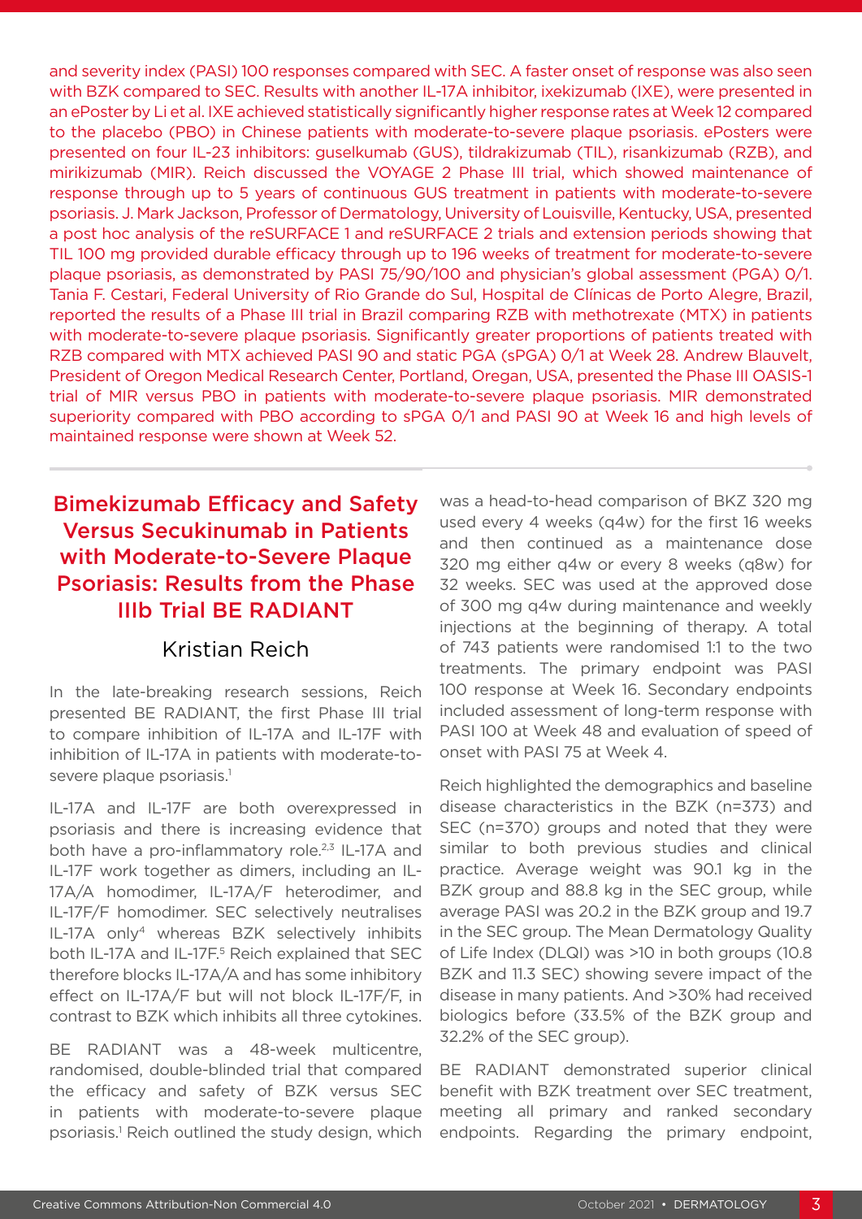and severity index (PASI) 100 responses compared with SEC. A faster onset of response was also seen with BZK compared to SEC. Results with another IL-17A inhibitor, ixekizumab (IXE), were presented in an ePoster by Li et al. IXE achieved statistically significantly higher response rates at Week 12 compared to the placebo (PBO) in Chinese patients with moderate-to-severe plaque psoriasis. ePosters were presented on four IL-23 inhibitors: guselkumab (GUS), tildrakizumab (TIL), risankizumab (RZB), and mirikizumab (MIR). Reich discussed the VOYAGE 2 Phase III trial, which showed maintenance of response through up to 5 years of continuous GUS treatment in patients with moderate-to-severe psoriasis. J. Mark Jackson, Professor of Dermatology, University of Louisville, Kentucky, USA, presented a post hoc analysis of the reSURFACE 1 and reSURFACE 2 trials and extension periods showing that TIL 100 mg provided durable efficacy through up to 196 weeks of treatment for moderate-to-severe plaque psoriasis, as demonstrated by PASI 75/90/100 and physician's global assessment (PGA) 0/1. Tania F. Cestari, Federal University of Rio Grande do Sul, Hospital de Clínicas de Porto Alegre, Brazil, reported the results of a Phase III trial in Brazil comparing RZB with methotrexate (MTX) in patients with moderate-to-severe plaque psoriasis. Significantly greater proportions of patients treated with RZB compared with MTX achieved PASI 90 and static PGA (sPGA) 0/1 at Week 28. Andrew Blauvelt, President of Oregon Medical Research Center, Portland, Oregan, USA, presented the Phase III OASIS-1 trial of MIR versus PBO in patients with moderate-to-severe plaque psoriasis. MIR demonstrated superiority compared with PBO according to sPGA 0/1 and PASI 90 at Week 16 and high levels of maintained response were shown at Week 52.

## Bimekizumab Efficacy and Safety Versus Secukinumab in Patients with Moderate-to-Severe Plaque Psoriasis: Results from the Phase IIIb Trial BE RADIANT

### Kristian Reich

In the late-breaking research sessions, Reich presented BE RADIANT, the first Phase III trial to compare inhibition of IL-17A and IL-17F with inhibition of IL-17A in patients with moderate-to-severe plaque psoriasis.[1]

IL-17A and IL-17F are both overexpressed in psoriasis and there is increasing evidence that both have a pro-inflammatory role.[2,3] IL-17A and IL-17F work together as dimers, including an IL-17A/A homodimer, IL-17A/F heterodimer, and IL-17F/F homodimer. SEC selectively neutralises IL-17A only[4] whereas BZK selectively inhibits both IL-17A and IL-17F.[5] Reich explained that SEC therefore blocks IL-17A/A and has some inhibitory effect on IL-17A/F but will not block IL-17F/F, in contrast to BZK which inhibits all three cytokines.

BE RADIANT was a 48-week multicentre, randomised, double-blinded trial that compared the efficacy and safety of BZK versus SEC in patients with moderate-to-severe plaque psoriasis.[1] Reich outlined the study design, which was a head-to-head comparison of BKZ 320 mg used every 4 weeks (q4w) for the first 16 weeks and then continued as a maintenance dose 320 mg either q4w or every 8 weeks (q8w) for 32 weeks. SEC was used at the approved dose of 300 mg q4w during maintenance and weekly injections at the beginning of therapy. A total of 743 patients were randomised 1:1 to the two treatments. The primary endpoint was PASI 100 response at Week 16. Secondary endpoints included assessment of long-term response with PASI 100 at Week 48 and evaluation of speed of onset with PASI 75 at Week 4.

Reich highlighted the demographics and baseline disease characteristics in the BZK (n=373) and SEC (n=370) groups and noted that they were similar to both previous studies and clinical practice. Average weight was 90.1 kg in the BZK group and 88.8 kg in the SEC group, while average PASI was 20.2 in the BZK group and 19.7 in the SEC group. The Mean Dermatology Quality of Life Index (DLQI) was >10 in both groups (10.8 BZK and 11.3 SEC) showing severe impact of the disease in many patients. And >30% had received biologics before (33.5% of the BZK group and 32.2% of the SEC group).

BE RADIANT demonstrated superior clinical benefit with BZK treatment over SEC treatment, meeting all primary and ranked secondary endpoints. Regarding the primary endpoint,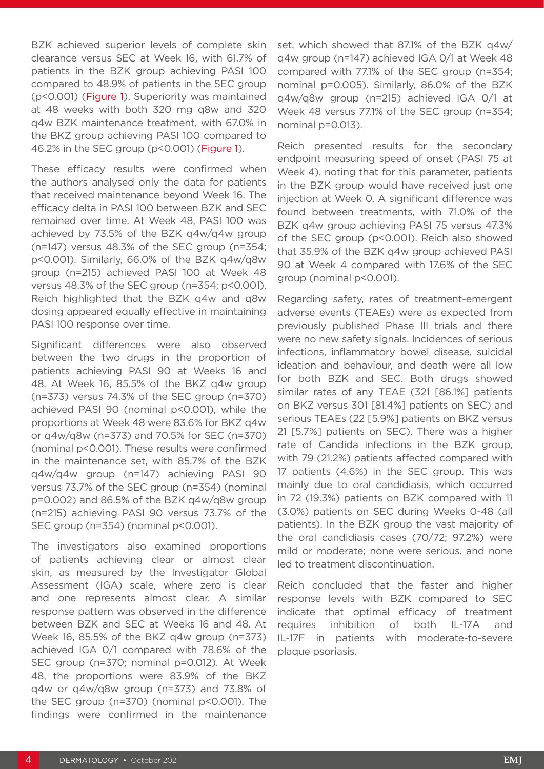BZK achieved superior levels of complete skin clearance versus SEC at Week 16, with 61.7% of patients in the BZK group achieving PASI 100 compared to 48.9% of patients in the SEC group ($p<0.001$) (Figure 1). Superiority was maintained at 48 weeks with both 320 mg q8w and 320 q4w BZK maintenance treatment, with 67.0% in the BKZ group achieving PASI 100 compared to 46.2% in the SEC group ($p<0.001$) (Figure 1).

These efficacy results were confirmed when the authors analysed only the data for patients that received maintenance beyond Week 16. The efficacy delta in PASI 100 between BZK and SEC remained over time. At Week 48, PASI 100 was achieved by 73.5% of the BZK q4w/q4w group (n=147) versus 48.3% of the SEC group (n=354; $p<0.001$). Similarly, 66.0% of the BZK q4w/q8w group (n=215) achieved PASI 100 at Week 48 versus 48.3% of the SEC group (n=354; $p<0.001$). Reich highlighted that the BZK q4w and q8w dosing appeared equally effective in maintaining PASI 100 response over time.

Significant differences were also observed between the two drugs in the proportion of patients achieving PASI 90 at Weeks 16 and 48. At Week 16, 85.5% of the BKZ q4w group (n=373) versus 74.3% of the SEC group (n=370) achieved PASI 90 (nominal $p<0.001$), while the proportions at Week 48 were 83.6% for BKZ q4w or q4w/q8w (n=373) and 70.5% for SEC (n=370) (nominal $p<0.001$). These results were confirmed in the maintenance set, with 85.7% of the BZK q4w/q4w group (n=147) achieving PASI 90 versus 73.7% of the SEC group (n=354) (nominal $p=0.002$) and 86.5% of the BZK q4w/q8w group (n=215) achieving PASI 90 versus 73.7% of the SEC group (n=354) (nominal $p<0.001$).

The investigators also examined proportions of patients achieving clear or almost clear skin, as measured by the Investigator Global Assessment (IGA) scale, where zero is clear and one represents almost clear. A similar response pattern was observed in the difference between BZK and SEC at Weeks 16 and 48. At Week 16, 85.5% of the BKZ q4w group (n=373) achieved IGA 0/1 compared with 78.6% of the SEC group (n=370; nominal $p=0.012$). At Week 48, the proportions were 83.9% of the BKZ q4w or q4w/q8w group (n=373) and 73.8% of the SEC group (n=370) (nominal $p<0.001$). The findings were confirmed in the maintenance set, which showed that 87.1% of the BZK q4w/q4w group (n=147) achieved IGA 0/1 at Week 48 compared with 77.1% of the SEC group (n=354; nominal $p=0.005$). Similarly, 86.0% of the BZK q4w/q8w group (n=215) achieved IGA 0/1 at Week 48 versus 77.1% of the SEC group (n=354; nominal $p=0.013$).

Reich presented results for the secondary endpoint measuring speed of onset (PASI 75 at Week 4), noting that for this parameter, patients in the BZK group would have received just one injection at Week 0. A significant difference was found between treatments, with 71.0% of the BZK q4w group achieving PASI 75 versus 47.3% of the SEC group ($p<0.001$). Reich also showed that 35.9% of the BZK q4w group achieved PASI 90 at Week 4 compared with 17.6% of the SEC group (nominal $p<0.001$).

Regarding safety, rates of treatment-emergent adverse events (TEAEs) were as expected from previously published Phase III trials and there were no new safety signals. Incidences of serious infections, inflammatory bowel disease, suicidal ideation and behaviour, and death were all low for both BZK and SEC. Both drugs showed similar rates of any TEAE (321 [86.1%] patients on BZK versus 301 [81.4%] patients on SEC) and serious TEAEs (22 [5.9%] patients on BZK versus 21 [5.7%] patients on SEC). There was a higher rate of Candida infections in the BZK group, with 79 (21.2%) patients affected compared with 17 patients (4.6%) in the SEC group. This was mainly due to oral candidiasis, which occurred in 72 (19.3%) patients on BZK compared with 11 (3.0%) patients on SEC during Weeks 0–48 (all patients). In the BZK group the vast majority of the oral candidiasis cases (70/72; 97.2%) were mild or moderate; none were serious, and none led to treatment discontinuation.

Reich concluded that the faster and higher response levels with BZK compared to SEC indicate that optimal efficacy of treatment requires inhibition of both IL-17A and IL-17F in patients with moderate-to-severe plaque psoriasis.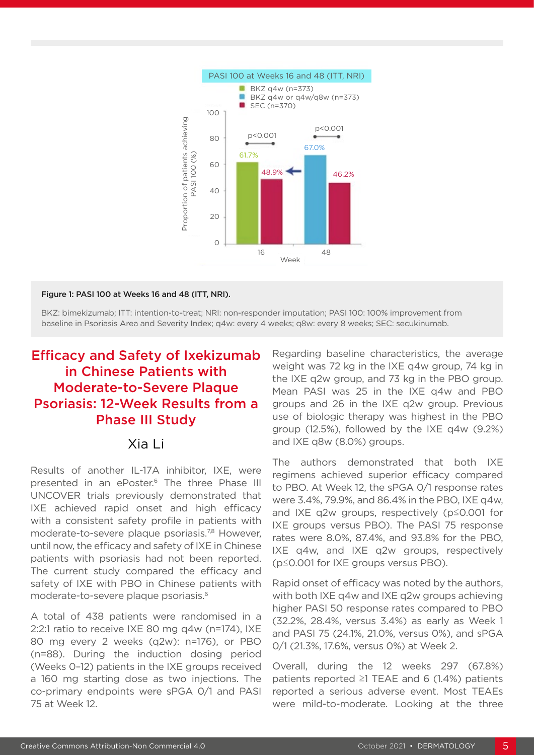Figure 1: PASI 100 at Weeks 16 and 48 (ITT, NRI).

BKZ: bimekizumab; ITT: intention-to-treat; NRI: non-responder imputation; PASI 100: 100% improvement from baseline in Psoriasis Area and Severity Index; q4w: every 4 weeks; q8w: every 8 weeks; SEC: secukinumab.

## Efficacy and Safety of Ixekizumab in Chinese Patients with Moderate-to-Severe Plaque Psoriasis: 12-Week Results from a Phase III Study

Xia Li

Results of another IL-17A inhibitor, IXE, were presented in an ePoster.[6] The three Phase III UNCOVER trials previously demonstrated that IXE achieved rapid onset and high efficacy with a consistent safety profile in patients with moderate-to-severe plaque psoriasis.[7,8] However, until now, the efficacy and safety of IXE in Chinese patients with psoriasis had not been reported. The current study compared the efficacy and safety of IXE with PBO in Chinese patients with moderate-to-severe plaque psoriasis.[6]

A total of 438 patients were randomised in a 2:2:1 ratio to receive IXE 80 mg q4w (n=174), IXE 80 mg every 2 weeks (q2w): n=176), or PBO (n=88). During the induction dosing period (Weeks 0–12) patients in the IXE groups received a 160 mg starting dose as two injections. The co-primary endpoints were sPGA 0/1 and PASI 75 at Week 12.

Regarding baseline characteristics, the average weight was 72 kg in the IXE q4w group, 74 kg in the IXE q2w group, and 73 kg in the PBO group. Mean PASI was 25 in the IXE q4w and PBO groups and 26 in the IXE q2w group. Previous use of biologic therapy was highest in the PBO group (12.5%), followed by the IXE q4w (9.2%) and IXE q8w (8.0%) groups.

The authors demonstrated that both IXE regimens achieved superior efficacy compared to PBO. At Week 12, the sPGA 0/1 response rates were 3.4%, 79.9%, and 86.4% in the PBO, IXE q4w, and IXE q2w groups, respectively ($p \leq 0.001$ for IXE groups versus PBO). The PASI 75 response rates were 8.0%, 87.4%, and 93.8% for the PBO, IXE q4w, and IXE q2w groups, respectively ($p \leq 0.001$ for IXE groups versus PBO).

Rapid onset of efficacy was noted by the authors, with both IXE q4w and IXE q2w groups achieving higher PASI 50 response rates compared to PBO (32.2%, 28.4%, versus 3.4%) as early as Week 1 and PASI 75 (24.1%, 21.0%, versus 0%), and sPGA 0/1 (21.3%, 17.6%, versus 0%) at Week 2.

Overall, during the 12 weeks 297 (67.8%) patients reported ≥1 TEAE and 6 (1.4%) patients reported a serious adverse event. Most TEAEs were mild-to-moderate. Looking at the three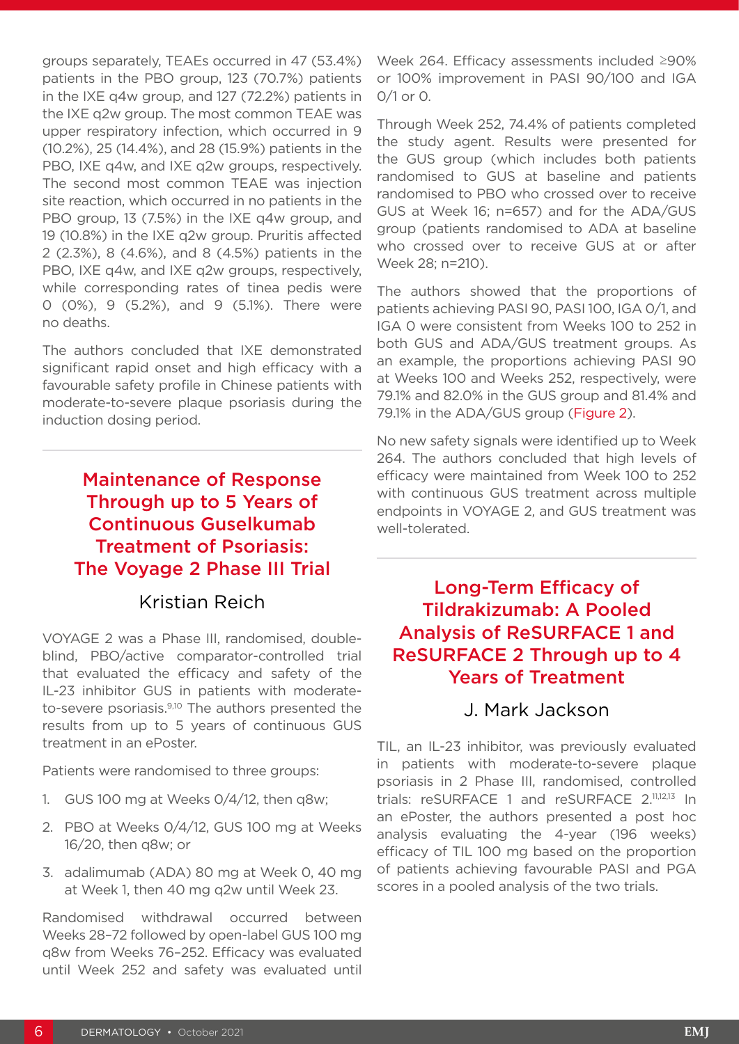groups separately, TEAEs occurred in 47 (53.4%) patients in the PBO group, 123 (70.7%) patients in the IXE q4w group, and 127 (72.2%) patients in the IXE q2w group. The most common TEAE was upper respiratory infection, which occurred in 9 (10.2%), 25 (14.4%), and 28 (15.9%) patients in the PBO, IXE q4w, and IXE q2w groups, respectively. The second most common TEAE was injection site reaction, which occurred in no patients in the PBO group, 13 (7.5%) in the IXE q4w group, and 19 (10.8%) in the IXE q2w group. Pruritis affected 2 (2.3%), 8 (4.6%), and 8 (4.5%) patients in the PBO, IXE q4w, and IXE q2w groups, respectively, while corresponding rates of tinea pedis were 0 (0%), 9 (5.2%), and 9 (5.1%). There were no deaths.

The authors concluded that IXE demonstrated significant rapid onset and high efficacy with a favourable safety profile in Chinese patients with moderate-to-severe plaque psoriasis during the induction dosing period.

## Maintenance of Response Through up to 5 Years of Continuous Guselkumab Treatment of Psoriasis: The Voyage 2 Phase III Trial

### Kristian Reich

VOYAGE 2 was a Phase III, randomised, double-blind, PBO/active comparator-controlled trial that evaluated the efficacy and safety of the IL-23 inhibitor GUS in patients with moderate-to-severe psoriasis.[9,10] The authors presented the results from up to 5 years of continuous GUS treatment in an ePoster.

Patients were randomised to three groups:

1. GUS 100 mg at Weeks 0/4/12, then q8w;
2. PBO at Weeks 0/4/12, GUS 100 mg at Weeks 16/20, then q8w; or
3. adalimumab (ADA) 80 mg at Week 0, 40 mg at Week 1, then 40 mg q2w until Week 23.

Randomised withdrawal occurred between Weeks 28–72 followed by open-label GUS 100 mg q8w from Weeks 76–252. Efficacy was evaluated until Week 252 and safety was evaluated until Week 264. Efficacy assessments included ≥90% or 100% improvement in PASI 90/100 and IGA 0/1 or 0.

Through Week 252, 74.4% of patients completed the study agent. Results were presented for the GUS group (which includes both patients randomised to GUS at baseline and patients randomised to PBO who crossed over to receive GUS at Week 16; n=657) and for the ADA/GUS group (patients randomised to ADA at baseline who crossed over to receive GUS at or after Week 28; n=210).

The authors showed that the proportions of patients achieving PASI 90, PASI 100, IGA 0/1, and IGA 0 were consistent from Weeks 100 to 252 in both GUS and ADA/GUS treatment groups. As an example, the proportions achieving PASI 90 at Weeks 100 and Weeks 252, respectively, were 79.1% and 82.0% in the GUS group and 81.4% and 79.1% in the ADA/GUS group (Figure 2).

No new safety signals were identified up to Week 264. The authors concluded that high levels of efficacy were maintained from Week 100 to 252 with continuous GUS treatment across multiple endpoints in VOYAGE 2, and GUS treatment was well-tolerated.

## Long-Term Efficacy of Tildrakizumab: A Pooled Analysis of ReSURFACE 1 and ReSURFACE 2 Through up to 4 Years of Treatment

### J. Mark Jackson

TIL, an IL-23 inhibitor, was previously evaluated in patients with moderate-to-severe plaque psoriasis in 2 Phase III, randomised, controlled trials: reSURFACE 1 and reSURFACE 2.[11,12,13] In an ePoster, the authors presented a post hoc analysis evaluating the 4-year (196 weeks) efficacy of TIL 100 mg based on the proportion of patients achieving favourable PASI and PGA scores in a pooled analysis of the two trials.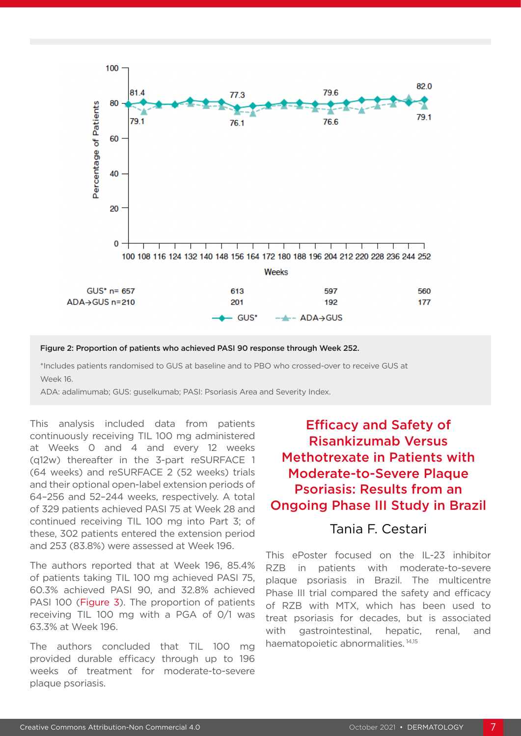Figure 2: Proportion of patients who achieved PASI 90 response through Week 252.

*Includes patients randomised to GUS at baseline and to PBO who crossed-over to receive GUS at Week 16.

ADA: adalimumab; GUS: guselkumab; PASI: Psoriasis Area and Severity Index.

This analysis included data from patients continuously receiving TIL 100 mg administered at Weeks 0 and 4 and every 12 weeks (q12w) thereafter in the 3-part reSURFACE 1 (64 weeks) and reSURFACE 2 (52 weeks) trials and their optional open-label extension periods of 64–256 and 52–244 weeks, respectively. A total of 329 patients achieved PASI 75 at Week 28 and continued receiving TIL 100 mg into Part 3; of these, 302 patients entered the extension period and 253 (83.8%) were assessed at Week 196.

The authors reported that at Week 196, 85.4% of patients taking TIL 100 mg achieved PASI 75, 60.3% achieved PASI 90, and 32.8% achieved PASI 100 (Figure 3). The proportion of patients receiving TIL 100 mg with a PGA of 0/1 was 63.3% at Week 196.

The authors concluded that TIL 100 mg provided durable efficacy through up to 196 weeks of treatment for moderate-to-severe plaque psoriasis.

## Efficacy and Safety of Risankizumab Versus Methotrexate in Patients with Moderate-to-Severe Plaque Psoriasis: Results from an Ongoing Phase III Study in Brazil

Tania F. Cestari

This ePoster focused on the IL-23 inhibitor RZB in patients with moderate-to-severe plaque psoriasis in Brazil. The multicentre Phase III trial compared the safety and efficacy of RZB with MTX, which has been used to treat psoriasis for decades, but is associated with gastrointestinal, hepatic, renal, and haematopoietic abnormalities.[14,15]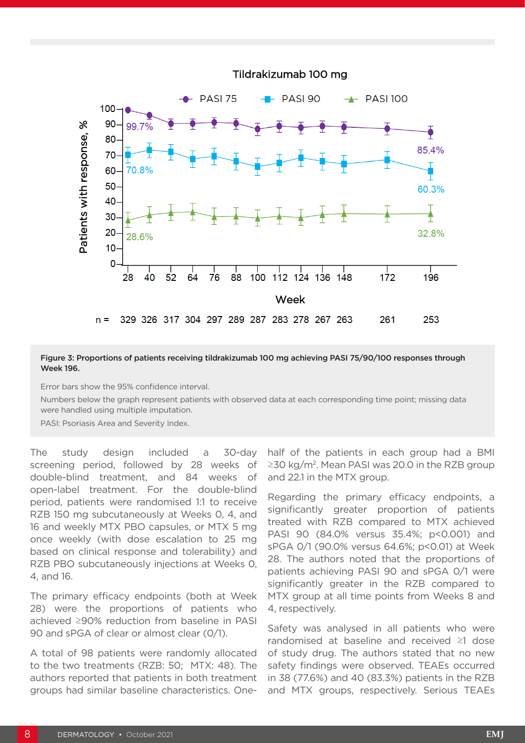Figure 3: Proportions of patients receiving tildrakizumab 100 mg achieving PASI 75/90/100 responses through Week 196.

Error bars show the 95% confidence interval.

Numbers below the graph represent patients with observed data at each corresponding time point; missing data were handled using multiple imputation.

PASI: Psoriasis Area and Severity Index.

The study design included a 30-day screening period, followed by 28 weeks of double-blind treatment, and 84 weeks of open-label treatment. For the double-blind period, patients were randomised 1:1 to receive RZB 150 mg subcutaneously at Weeks 0, 4, and 16 and weekly MTX PBO capsules, or MTX 5 mg once weekly (with dose escalation to 25 mg based on clinical response and tolerability) and RZB PBO subcutaneously injections at Weeks 0, 4, and 16.

The primary efficacy endpoints (both at Week 28) were the proportions of patients who achieved ≥90% reduction from baseline in PASI 90 and sPGA of clear or almost clear (0/1).

A total of 98 patients were randomly allocated to the two treatments (RZB: 50; MTX: 48). The authors reported that patients in both treatment groups had similar baseline characteristics. One-half of the patients in each group had a BMI ≥30 $kg/m^2$. Mean PASI was 20.0 in the RZB group and 22.1 in the MTX group.

Regarding the primary efficacy endpoints, a significantly greater proportion of patients treated with RZB compared to MTX achieved PASI 90 (84.0% versus 35.4%; $p<0.001$) and sPGA 0/1 (90.0% versus 64.6%; $p<0.01$) at Week 28. The authors noted that the proportions of patients achieving PASI 90 and sPGA 0/1 were significantly greater in the RZB compared to MTX group at all time points from Weeks 8 and 4, respectively.

Safety was analysed in all patients who were randomised at baseline and received ≥1 dose of study drug. The authors stated that no new safety findings were observed. TEAEs occurred in 38 (77.6%) and 40 (83.3%) patients in the RZB and MTX groups, respectively. Serious TEAEs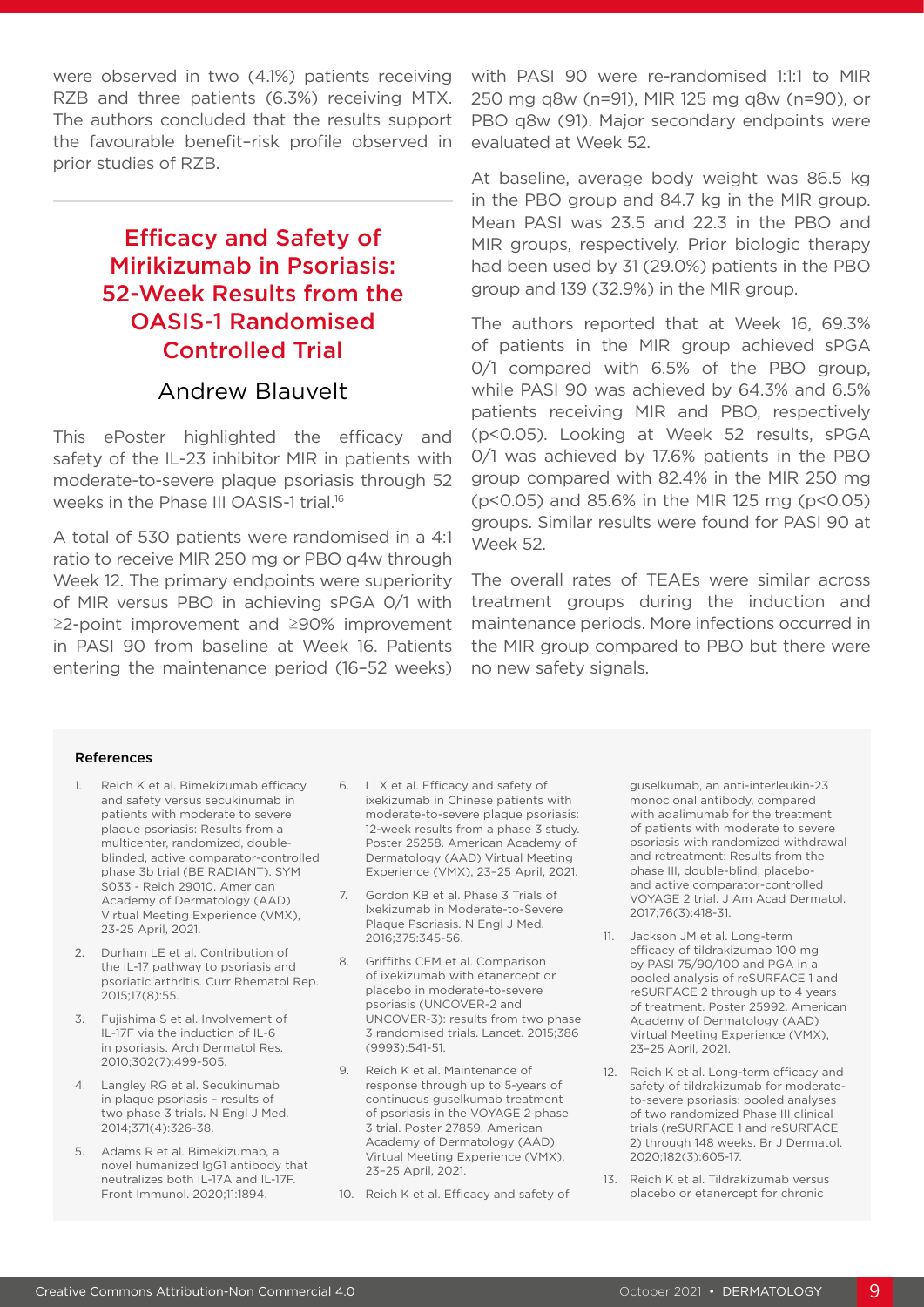were observed in two (4.1%) patients receiving RZB and three patients (6.3%) receiving MTX. The authors concluded that the results support the favourable benefit–risk profile observed in prior studies of RZB.

## Efficacy and Safety of Mirikizumab in Psoriasis: 52-Week Results from the OASIS-1 Randomised Controlled Trial

### Andrew Blauvelt

This ePoster highlighted the efficacy and safety of the IL-23 inhibitor MIR in patients with moderate-to-severe plaque psoriasis through 52 weeks in the Phase III OASIS-1 trial.[16]

A total of 530 patients were randomised in a 4:1 ratio to receive MIR 250 mg or PBO q4w through Week 12. The primary endpoints were superiority of MIR versus PBO in achieving sPGA 0/1 with ≥2-point improvement and ≥90% improvement in PASI 90 from baseline at Week 16. Patients entering the maintenance period (16–52 weeks) with PASI 90 were re-randomised 1:1:1 to MIR 250 mg q8w (n=91), MIR 125 mg q8w (n=90), or PBO q8w (91). Major secondary endpoints were evaluated at Week 52.

At baseline, average body weight was 86.5 kg in the PBO group and 84.7 kg in the MIR group. Mean PASI was 23.5 and 22.3 in the PBO and MIR groups, respectively. Prior biologic therapy had been used by 31 (29.0%) patients in the PBO group and 139 (32.9%) in the MIR group.

The authors reported that at Week 16, 69.3% of patients in the MIR group achieved sPGA 0/1 compared with 6.5% of the PBO group, while PASI 90 was achieved by 64.3% and 6.5% patients receiving MIR and PBO, respectively ($p<0.05$). Looking at Week 52 results, sPGA 0/1 was achieved by 17.6% patients in the PBO group compared with 82.4% in the MIR 250 mg ($p<0.05$) and 85.6% in the MIR 125 mg ($p<0.05$) groups. Similar results were found for PASI 90 at Week 52.

The overall rates of TEAEs were similar across treatment groups during the induction and maintenance periods. More infections occurred in the MIR group compared to PBO but there were no new safety signals.

#### References

1. Reich K et al. Bimekizumab efficacy and safety versus secukinumab in patients with moderate to severe plaque psoriasis: Results from a multicenter, randomized, double-blinded, active comparator-controlled phase 3b trial (BE RADIANT). SYM S033 - Reich 29010. American Academy of Dermatology (AAD) Virtual Meeting Experience (VMX), 23-25 April, 2021.
2. Durham LE et al. Contribution of the IL-17 pathway to psoriasis and psoriatic arthritis. Curr Rheumatol Rep. 2015;17(8):55.
3. Fujishima S et al. Involvement of IL-17F via the induction of IL-6 in psoriasis. Arch Dermatol Res. 2010;302(7):499-505.
4. Langley RG et al. Secukinumab in plaque psoriasis – results of two phase 3 trials. N Engl J Med. 2014;371(4):326-38.
5. Adams R et al. Bimekizumab, a novel humanized IgG1 antibody that neutralizes both IL-17A and IL-17F. Front Immunol. 2020;11:1894.
6. Li X et al. Efficacy and safety of ixekizumab in Chinese patients with moderate-to-severe plaque psoriasis: 12-week results from a phase 3 study. Poster 25258. American Academy of Dermatology (AAD) Virtual Meeting Experience (VMX), 23–25 April, 2021.
7. Gordon KB et al. Phase 3 Trials of Ixekizumab in Moderate-to-Severe Plaque Psoriasis. N Engl J Med. 2016;375:345-56.
8. Griffiths CEM et al. Comparison of ixekizumab with etanercept or placebo in moderate-to-severe psoriasis (UNCOVER-2 and UNCOVER-3): results from two phase 3 randomised trials. Lancet. 2015;386 (9993):541-51.
9. Reich K et al. Maintenance of response through up to 5-years of continuous guselkumab treatment of psoriasis in the VOYAGE 2 phase 3 trial. Poster 27859. American Academy of Dermatology (AAD) Virtual Meeting Experience (VMX), 23–25 April, 2021.
10. Reich K et al. Efficacy and safety of guselkumab, an anti-interleukin-23 monoclonal antibody, compared with adalimumab for the treatment of patients with moderate to severe psoriasis with randomized withdrawal and retreatment: Results from the phase III, double-blind, placebo- and active comparator-controlled VOYAGE 2 trial. J Am Acad Dermatol. 2017;76(3):418-31.
11. Jackson JM et al. Long-term efficacy of tildrakizumab 100 mg by PASI 75/90/100 and PGA in a pooled analysis of reSURFACE 1 and reSURFACE 2 through up to 4 years of treatment. Poster 25992. American Academy of Dermatology (AAD) Virtual Meeting Experience (VMX), 23–25 April, 2021.
12. Reich K et al. Long-term efficacy and safety of tildrakizumab for moderate-to-severe psoriasis: pooled analyses of two randomized Phase III clinical trials (reSURFACE 1 and reSURFACE 2) through 148 weeks. Br J Dermatol. 2020;182(3):605-17.
13. Reich K et al. Tildrakizumab versus placebo or etanercept for chronic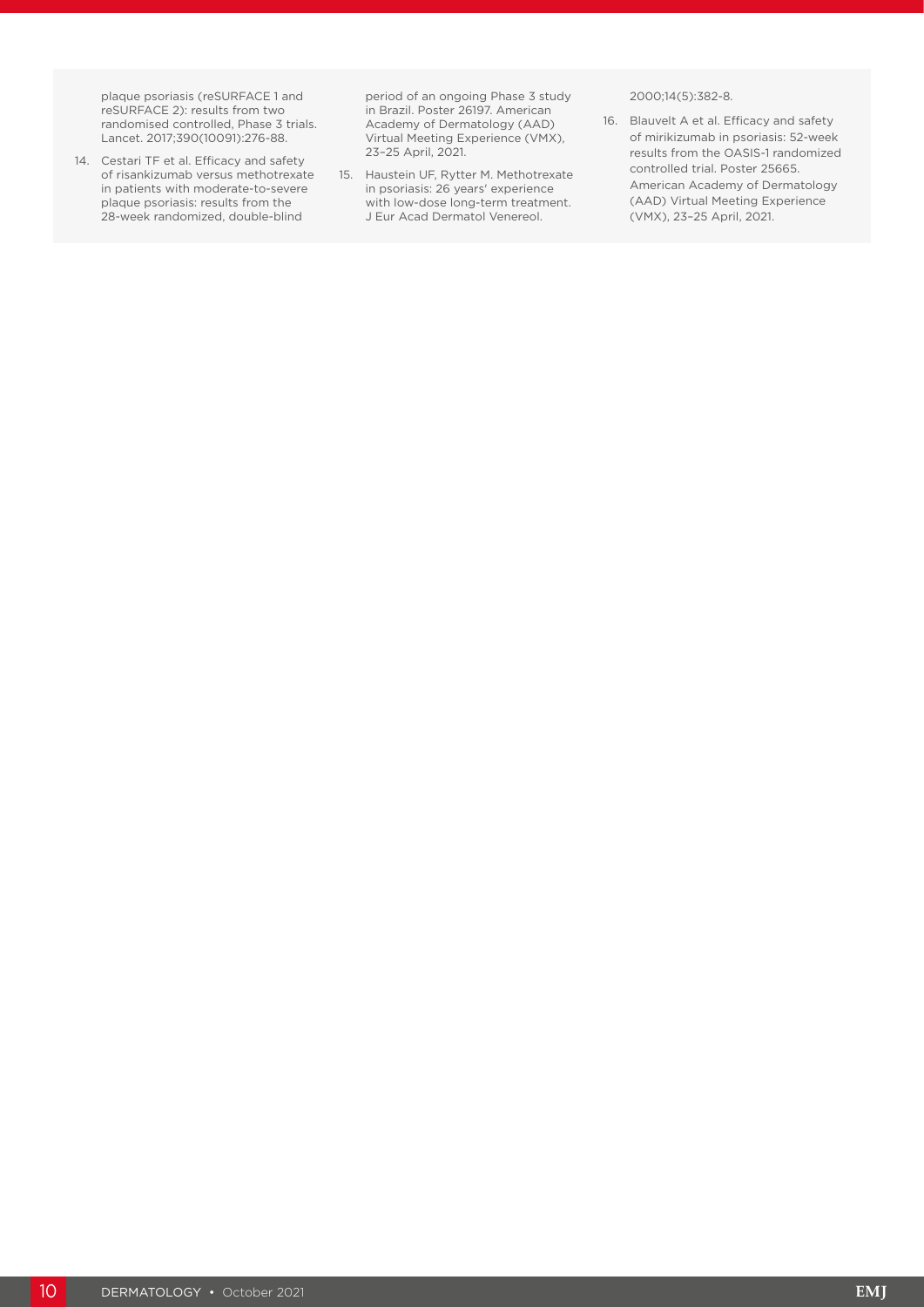plaque psoriasis (reSURFACE 1 and reSURFACE 2): results from two randomised controlled, Phase 3 trials. Lancet. 2017;390(10091):276-88.

14. Cestari TF et al. Efficacy and safety of risankizumab versus methotrexate in patients with moderate-to-severe plaque psoriasis: results from the 28-week randomized, double-blind period of an ongoing Phase 3 study in Brazil. Poster 26197. American Academy of Dermatology (AAD) Virtual Meeting Experience (VMX), 23–25 April, 2021.
15. Haustein UF, Rytter M. Methotrexate in psoriasis: 26 years' experience with low-dose long-term treatment. J Eur Acad Dermatol Venereol. 2000;14(5):382-8.
16. Blauvelt A et al. Efficacy and safety of mirikizumab in psoriasis: 52-week results from the OASIS-1 randomized controlled trial. Poster 25665. American Academy of Dermatology (AAD) Virtual Meeting Experience (VMX), 23–25 April, 2021.